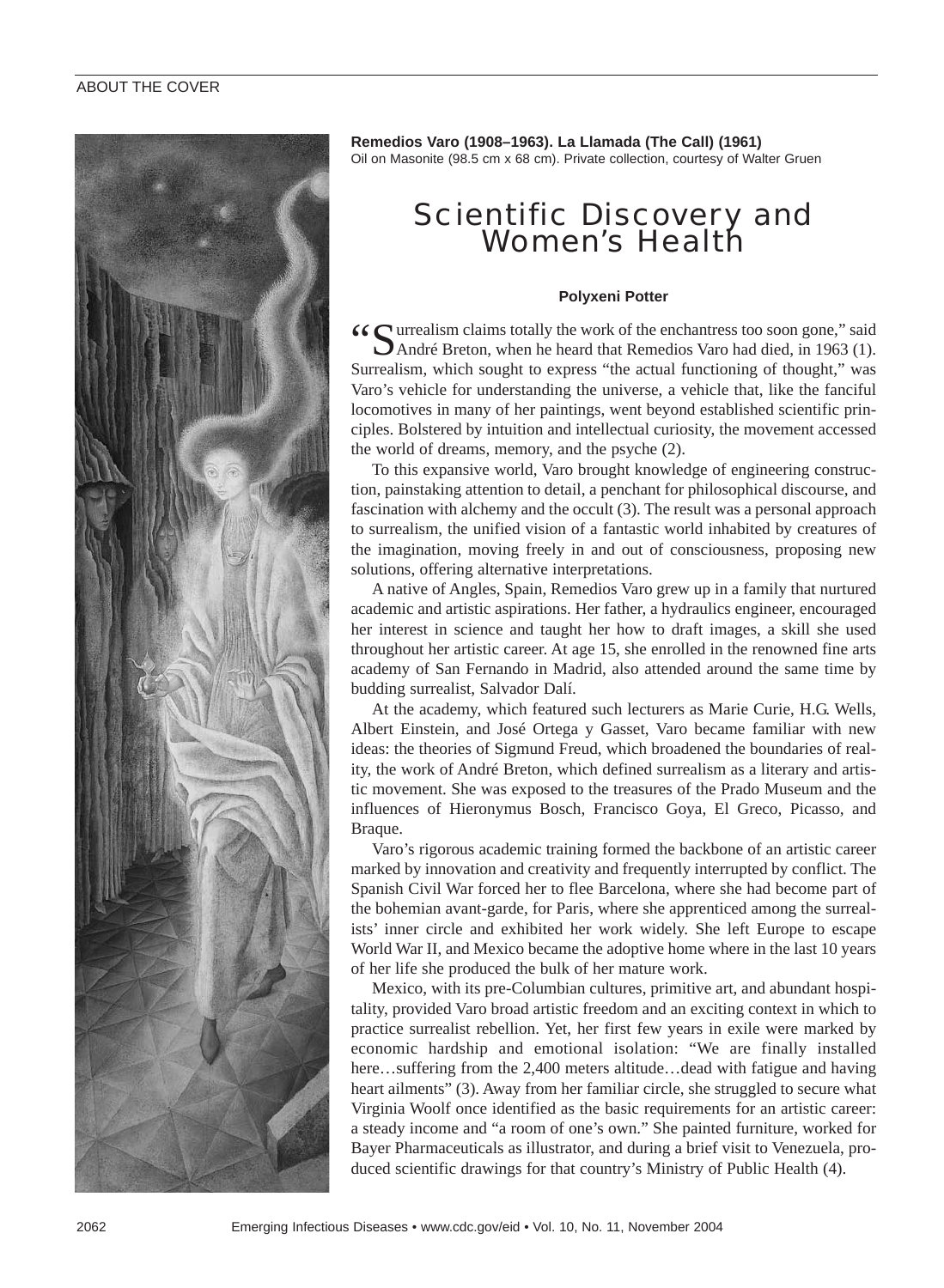ABOUT THE COVER

**Remedios Varo (1908–1963). La Llamada (The Call) (1961)**
Oil on Masonite (98.5 cm x 68 cm). Private collection, courtesy of Walter Gruen

# Scientific Discovery and Women's Health

**Polyxeni Potter**

"Surrealism claims totally the work of the enchantress too soon gone," said André Breton, when he heard that Remedios Varo had died, in 1963 (1). Surrealism, which sought to express "the actual functioning of thought," was Varo's vehicle for understanding the universe, a vehicle that, like the fanciful locomotives in many of her paintings, went beyond established scientific principles. Bolstered by intuition and intellectual curiosity, the movement accessed the world of dreams, memory, and the psyche (2).

To this expansive world, Varo brought knowledge of engineering construction, painstaking attention to detail, a penchant for philosophical discourse, and fascination with alchemy and the occult (3). The result was a personal approach to surrealism, the unified vision of a fantastic world inhabited by creatures of the imagination, moving freely in and out of consciousness, proposing new solutions, offering alternative interpretations.

A native of Angles, Spain, Remedios Varo grew up in a family that nurtured academic and artistic aspirations. Her father, a hydraulics engineer, encouraged her interest in science and taught her how to draft images, a skill she used throughout her artistic career. At age 15, she enrolled in the renowned fine arts academy of San Fernando in Madrid, also attended around the same time by budding surrealist, Salvador Dalí.

At the academy, which featured such lecturers as Marie Curie, H.G. Wells, Albert Einstein, and José Ortega y Gasset, Varo became familiar with new ideas: the theories of Sigmund Freud, which broadened the boundaries of reality, the work of André Breton, which defined surrealism as a literary and artistic movement. She was exposed to the treasures of the Prado Museum and the influences of Hieronymus Bosch, Francisco Goya, El Greco, Picasso, and Braque.

Varo's rigorous academic training formed the backbone of an artistic career marked by innovation and creativity and frequently interrupted by conflict. The Spanish Civil War forced her to flee Barcelona, where she had become part of the bohemian avant-garde, for Paris, where she apprenticed among the surrealists' inner circle and exhibited her work widely. She left Europe to escape World War II, and Mexico became the adoptive home where in the last 10 years of her life she produced the bulk of her mature work.

Mexico, with its pre-Columbian cultures, primitive art, and abundant hospitality, provided Varo broad artistic freedom and an exciting context in which to practice surrealist rebellion. Yet, her first few years in exile were marked by economic hardship and emotional isolation: "We are finally installed here…suffering from the 2,400 meters altitude…dead with fatigue and having heart ailments" (3). Away from her familiar circle, she struggled to secure what Virginia Woolf once identified as the basic requirements for an artistic career: a steady income and "a room of one's own." She painted furniture, worked for Bayer Pharmaceuticals as illustrator, and during a brief visit to Venezuela, produced scientific drawings for that country's Ministry of Public Health (4).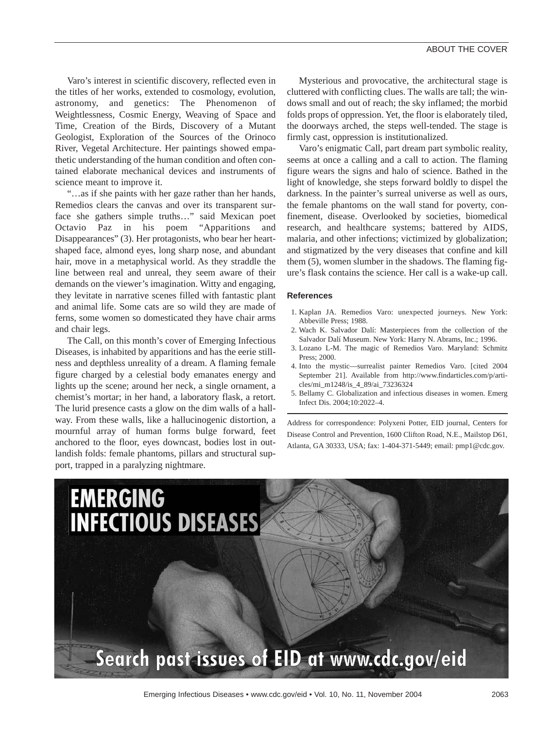Varo's interest in scientific discovery, reflected even in the titles of her works, extended to cosmology, evolution, astronomy, and genetics: The Phenomenon of Weightlessness, Cosmic Energy, Weaving of Space and Time, Creation of the Birds, Discovery of a Mutant Geologist, Exploration of the Sources of the Orinoco River, Vegetal Architecture. Her paintings showed empathetic understanding of the human condition and often contained elaborate mechanical devices and instruments of science meant to improve it.

"…as if she paints with her gaze rather than her hands, Remedios clears the canvas and over its transparent surface she gathers simple truths…" said Mexican poet Octavio Paz in his poem "Apparitions and Disappearances" (3). Her protagonists, who bear her heart-shaped face, almond eyes, long sharp nose, and abundant hair, move in a metaphysical world. As they straddle the line between real and unreal, they seem aware of their demands on the viewer's imagination. Witty and engaging, they levitate in narrative scenes filled with fantastic plant and animal life. Some cats are so wild they are made of ferns, some women so domesticated they have chair arms and chair legs.

The Call, on this month's cover of Emerging Infectious Diseases, is inhabited by apparitions and has the eerie stillness and depthless unreality of a dream. A flaming female figure charged by a celestial body emanates energy and lights up the scene; around her neck, a single ornament, a chemist's mortar; in her hand, a laboratory flask, a retort. The lurid presence casts a glow on the dim walls of a hallway. From these walls, like a hallucinogenic distortion, a mournful array of human forms bulge forward, feet anchored to the floor, eyes downcast, bodies lost in outlandish folds: female phantoms, pillars and structural support, trapped in a paralyzing nightmare.

Mysterious and provocative, the architectural stage is cluttered with conflicting clues. The walls are tall; the windows small and out of reach; the sky inflamed; the morbid folds props of oppression. Yet, the floor is elaborately tiled, the doorways arched, the steps well-tended. The stage is firmly cast, oppression is institutionalized.

Varo's enigmatic Call, part dream part symbolic reality, seems at once a calling and a call to action. The flaming figure wears the signs and halo of science. Bathed in the light of knowledge, she steps forward boldly to dispel the darkness. In the painter's surreal universe as well as ours, the female phantoms on the wall stand for poverty, confinement, disease. Overlooked by societies, biomedical research, and healthcare systems; battered by AIDS, malaria, and other infections; victimized by globalization; and stigmatized by the very diseases that confine and kill them (5), women slumber in the shadows. The flaming figure's flask contains the science. Her call is a wake-up call.

### References

1. Kaplan JA. Remedios Varo: unexpected journeys. New York: Abbeville Press; 1988.
2. Wach K. Salvador Dalí: Masterpieces from the collection of the Salvador Dalí Museum. New York: Harry N. Abrams, Inc.; 1996.
3. Lozano L-M. The magic of Remedios Varo. Maryland: Schmitz Press; 2000.
4. Into the mystic—surrealist painter Remedios Varo. [cited 2004 September 21]. Available from http://www.findarticles.com/p/articles/mi_m1248/is_4_89/ai_73236324
5. Bellamy C. Globalization and infectious diseases in women. Emerg Infect Dis. 2004;10:2022–4.

Address for correspondence: Polyxeni Potter, EID journal, Centers for Disease Control and Prevention, 1600 Clifton Road, N.E., Mailstop D61, Atlanta, GA 30333, USA; fax: 1-404-371-5449; email: pmp1@cdc.gov.

EMERGING INFECTIOUS DISEASES

Search past issues of EID at www.cdc.gov/eid